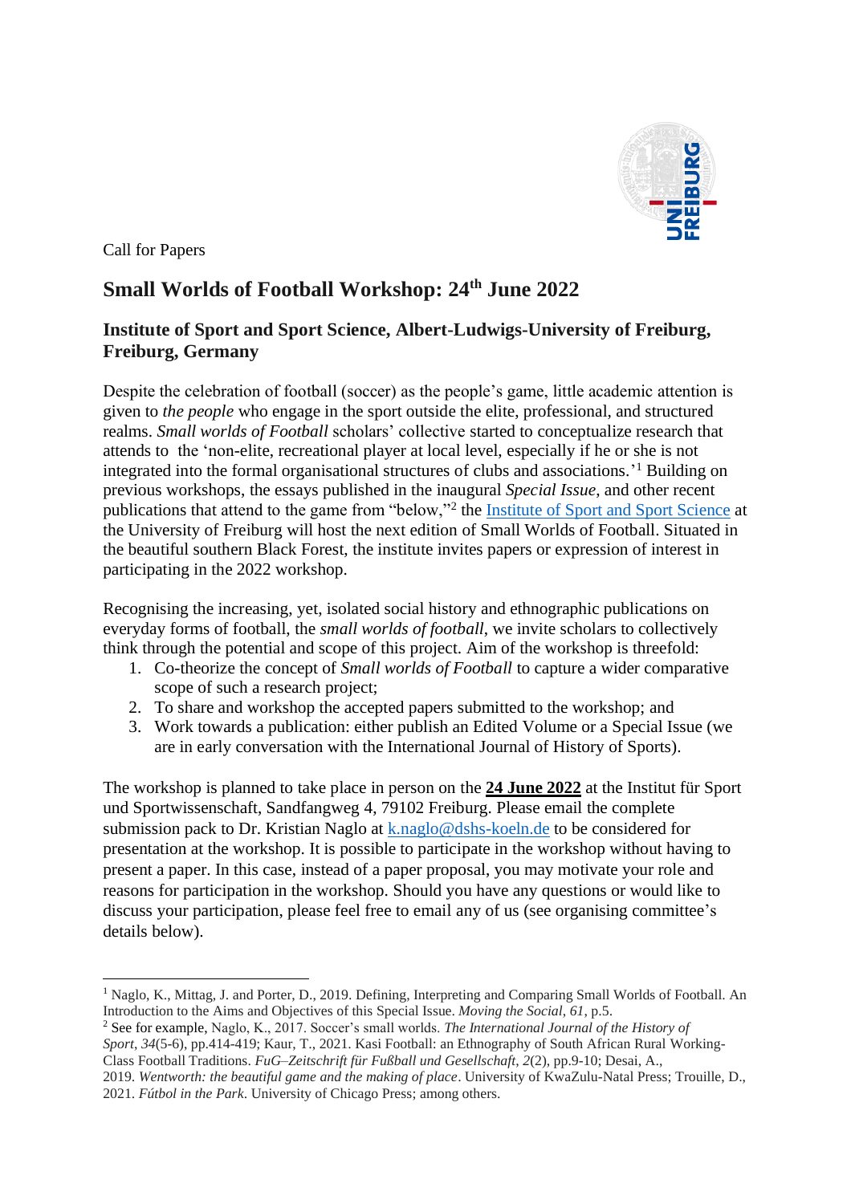Call for Papers

# Small Worlds of Football Workshop: 24th June 2022

## Institute of Sport and Sport Science, Albert-Ludwigs-University of Freiburg, Freiburg, Germany

Despite the celebration of football (soccer) as the people's game, little academic attention is given to *the people* who engage in the sport outside the elite, professional, and structured realms. *Small worlds of Football* scholars' collective started to conceptualize research that attends to the 'non-elite, recreational player at local level, especially if he or she is not integrated into the formal organisational structures of clubs and associations.'[1] Building on previous workshops, the essays published in the inaugural *Special Issue*, and other recent publications that attend to the game from "below,"[2] the Institute of Sport and Sport Science at the University of Freiburg will host the next edition of Small Worlds of Football. Situated in the beautiful southern Black Forest, the institute invites papers or expression of interest in participating in the 2022 workshop.

Recognising the increasing, yet, isolated social history and ethnographic publications on everyday forms of football, the *small worlds of football*, we invite scholars to collectively think through the potential and scope of this project. Aim of the workshop is threefold:

1. Co-theorize the concept of *Small worlds of Football* to capture a wider comparative scope of such a research project;
2. To share and workshop the accepted papers submitted to the workshop; and
3. Work towards a publication: either publish an Edited Volume or a Special Issue (we are in early conversation with the International Journal of History of Sports).

The workshop is planned to take place in person on the **24 June 2022** at the Institut für Sport und Sportwissenschaft, Sandfangweg 4, 79102 Freiburg. Please email the complete submission pack to Dr. Kristian Naglo at k.naglo@dshs-koeln.de to be considered for presentation at the workshop. It is possible to participate in the workshop without having to present a paper. In this case, instead of a paper proposal, you may motivate your role and reasons for participation in the workshop. Should you have any questions or would like to discuss your participation, please feel free to email any of us (see organising committee's details below).

---

[1] Naglo, K., Mittag, J. and Porter, D., 2019. Defining, Interpreting and Comparing Small Worlds of Football. An Introduction to the Aims and Objectives of this Special Issue. *Moving the Social*, *61*, p.5.

[2] See for example, Naglo, K., 2017. Soccer's small worlds. *The International Journal of the History of Sport*, *34*(5-6), pp.414-419; Kaur, T., 2021. Kasi Football: an Ethnography of South African Rural Working-Class Football Traditions. *FuG–Zeitschrift für Fußball und Gesellschaft*, *2*(2), pp.9-10; Desai, A., 2019. *Wentworth: the beautiful game and the making of place*. University of KwaZulu-Natal Press; Trouille, D., 2021. *Fútbol in the Park*. University of Chicago Press; among others.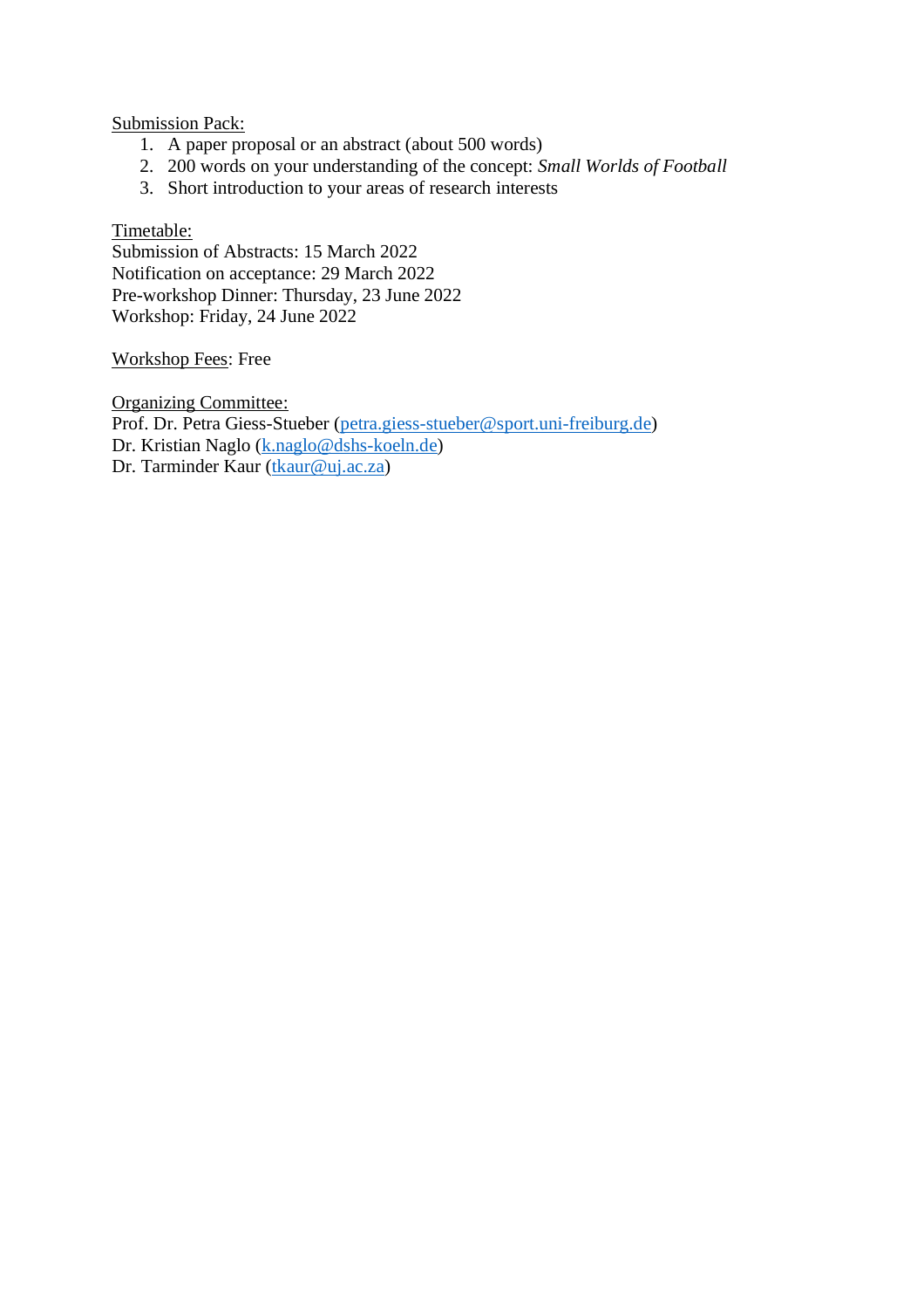Submission Pack:

1. A paper proposal or an abstract (about 500 words)
2. 200 words on your understanding of the concept: *Small Worlds of Football*
3. Short introduction to your areas of research interests

Timetable:
Submission of Abstracts: 15 March 2022
Notification on acceptance: 29 March 2022
Pre-workshop Dinner: Thursday, 23 June 2022
Workshop: Friday, 24 June 2022

Workshop Fees: Free

Organizing Committee:
Prof. Dr. Petra Giess-Stueber (petra.giess-stueber@sport.uni-freiburg.de)
Dr. Kristian Naglo (k.naglo@dshs-koeln.de)
Dr. Tarminder Kaur (tkaur@uj.ac.za)